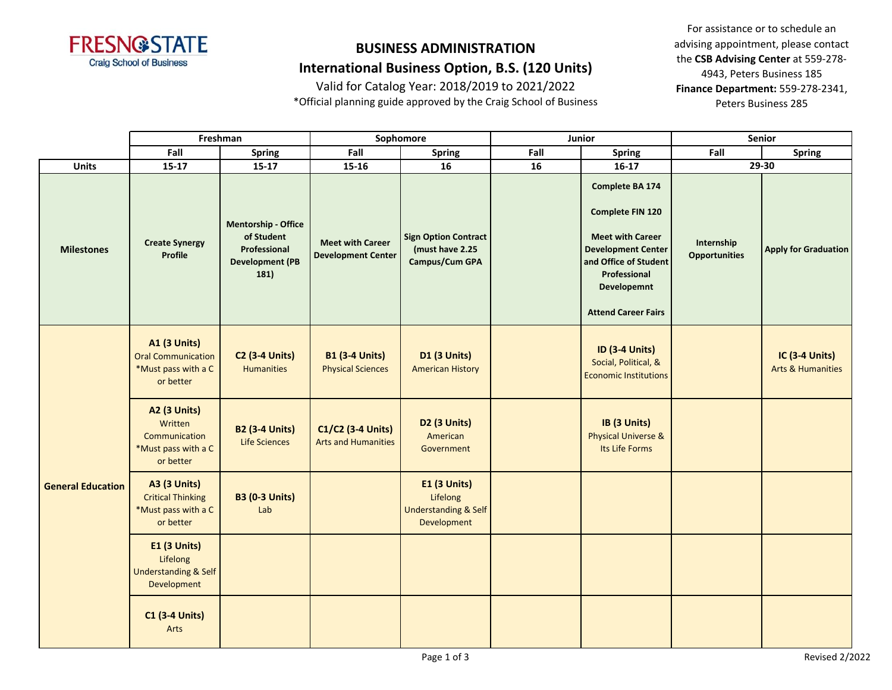FRESNO STATE Craig School of Business

# BUSINESS ADMINISTRATION

## International Business Option, B.S. (120 Units)

Valid for Catalog Year: 2018/2019 to 2021/2022

*Official planning guide approved by the Craig School of Business

For assistance or to schedule an advising appointment, please contact the **CSB Advising Center** at 559-278-4943, Peters Business 185
**Finance Department:** 559-278-2341, Peters Business 285

| | Freshman | | Sophomore | | Junior | | Senior | |
|---|---|---|---|---|---|---|---|---|
| | **Fall** | **Spring** | **Fall** | **Spring** | **Fall** | **Spring** | **Fall** | **Spring** |
| **Units** | 15-17 | 15-17 | 15-16 | 16 | 16 | 16-17 | 29-30 | |
| **Milestones** | **Create Synergy Profile** | **Mentorship - Office of Student Professional Development (PB 181)** | **Meet with Career Development Center** | **Sign Option Contract (must have 2.25 Campus/Cum GPA** | | **Complete BA 174**<br><br>**Complete FIN 120**<br><br>**Meet with Career Development Center and Office of Student Professional Developemnt**<br><br>**Attend Career Fairs** | **Internship Opportunities** | **Apply for Graduation** |
| **General Education** | **A1 (3 Units)** Oral Communication *Must pass with a C or better | **C2 (3-4 Units)** Humanities | **B1 (3-4 Units)** Physical Sciences | **D1 (3 Units)** American History | | **ID (3-4 Units)** Social, Political, & Economic Institutions | | **IC (3-4 Units)** Arts & Humanities |
| | **A2 (3 Units)** Written Communication *Must pass with a C or better | **B2 (3-4 Units)** Life Sciences | **C1/C2 (3-4 Units)** Arts and Humanities | **D2 (3 Units)** American Government | | **IB (3 Units)** Physical Universe & Its Life Forms | | |
| | **A3 (3 Units)** Critical Thinking *Must pass with a C or better | **B3 (0-3 Units)** Lab | | **E1 (3 Units)** Lifelong Understanding & Self Development | | | | |
| | **E1 (3 Units)** Lifelong Understanding & Self Development | | | | | | | |
| | **C1 (3-4 Units)** Arts | | | | | | | |

Revised 2/2022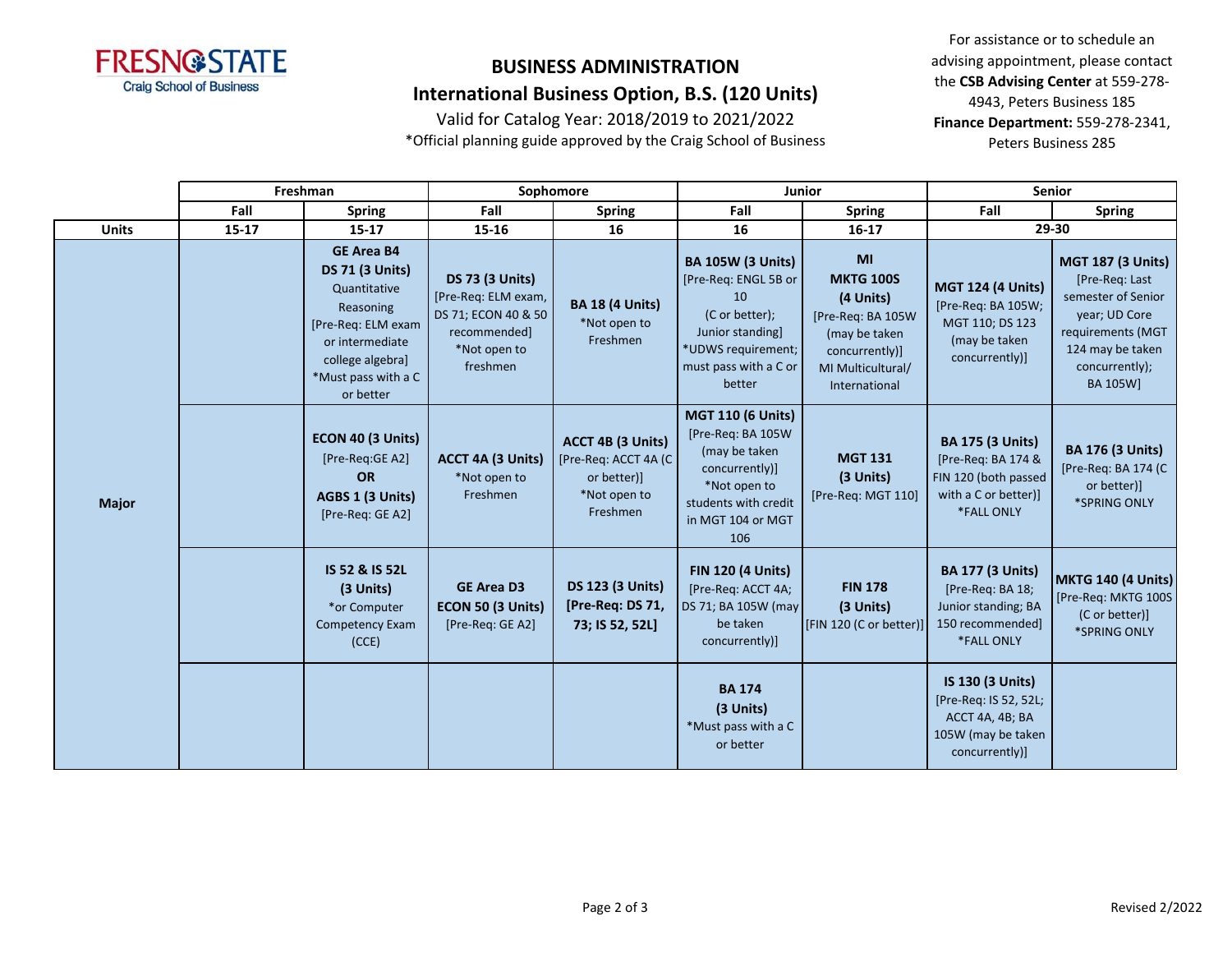# BUSINESS ADMINISTRATION

## International Business Option, B.S. (120 Units)

Valid for Catalog Year: 2018/2019 to 2021/2022

*Official planning guide approved by the Craig School of Business

For assistance or to schedule an advising appointment, please contact the **CSB Advising Center** at 559-278-4943, Peters Business 185
**Finance Department:** 559-278-2341, Peters Business 285

| | Freshman | | Sophomore | | Junior | | Senior | |
|---|---|---|---|---|---|---|---|---|
| | Fall | Spring | Fall | Spring | Fall | Spring | Fall | Spring |
| **Units** | 15-17 | 15-17 | 15-16 | 16 | 16 | 16-17 | 29-30 | |
| **Major** | | **GE Area B4 DS 71 (3 Units)** Quantitative Reasoning [Pre-Req: ELM exam or intermediate college algebra] *Must pass with a C or better | **DS 73 (3 Units)** [Pre-Req: ELM exam, DS 71; ECON 40 & 50 recommended] *Not open to freshmen | **BA 18 (4 Units)** *Not open to Freshmen | **BA 105W (3 Units)** [Pre-Req: ENGL 5B or 10 (C or better); Junior standing] *UDWS requirement; must pass with a C or better | **MI MKTG 100S (4 Units)** [Pre-Req: BA 105W (may be taken concurrently)] MI Multicultural/ International | **MGT 124 (4 Units)** [Pre-Req: BA 105W; MGT 110; DS 123 (may be taken concurrently)] | **MGT 187 (3 Units)** [Pre-Req: Last semester of Senior year; UD Core requirements (MGT 124 may be taken concurrently); BA 105W] |
| | | **ECON 40 (3 Units)** [Pre-Req:GE A2] **OR** **AGBS 1 (3 Units)** [Pre-Req: GE A2] | **ACCT 4A (3 Units)** *Not open to Freshmen | **ACCT 4B (3 Units)** [Pre-Req: ACCT 4A (C or better)] *Not open to Freshmen | **MGT 110 (6 Units)** [Pre-Req: BA 105W (may be taken concurrently)] *Not open to students with credit in MGT 104 or MGT 106 | **MGT 131 (3 Units)** [Pre-Req: MGT 110] | **BA 175 (3 Units)** [Pre-Req: BA 174 & FIN 120 (both passed with a C or better)] *FALL ONLY | **BA 176 (3 Units)** [Pre-Req: BA 174 (C or better)] *SPRING ONLY |
| | | **IS 52 & IS 52L (3 Units)** *or Computer Competency Exam (CCE) | **GE Area D3 ECON 50 (3 Units)** [Pre-Req: GE A2] | **DS 123 (3 Units) [Pre-Req: DS 71, 73; IS 52, 52L]** | **FIN 120 (4 Units)** [Pre-Req: ACCT 4A; DS 71; BA 105W (may be taken concurrently)] | **FIN 178 (3 Units)** [FIN 120 (C or better)] | **BA 177 (3 Units)** [Pre-Req: BA 18; Junior standing; BA 150 recommended] *FALL ONLY | **MKTG 140 (4 Units)** [Pre-Req: MKTG 100S (C or better)] *SPRING ONLY |
| | | | | | **BA 174 (3 Units)** *Must pass with a C or better | | **IS 130 (3 Units)** [Pre-Req: IS 52, 52L; ACCT 4A, 4B; BA 105W (may be taken concurrently)] | |

Revised 2/2022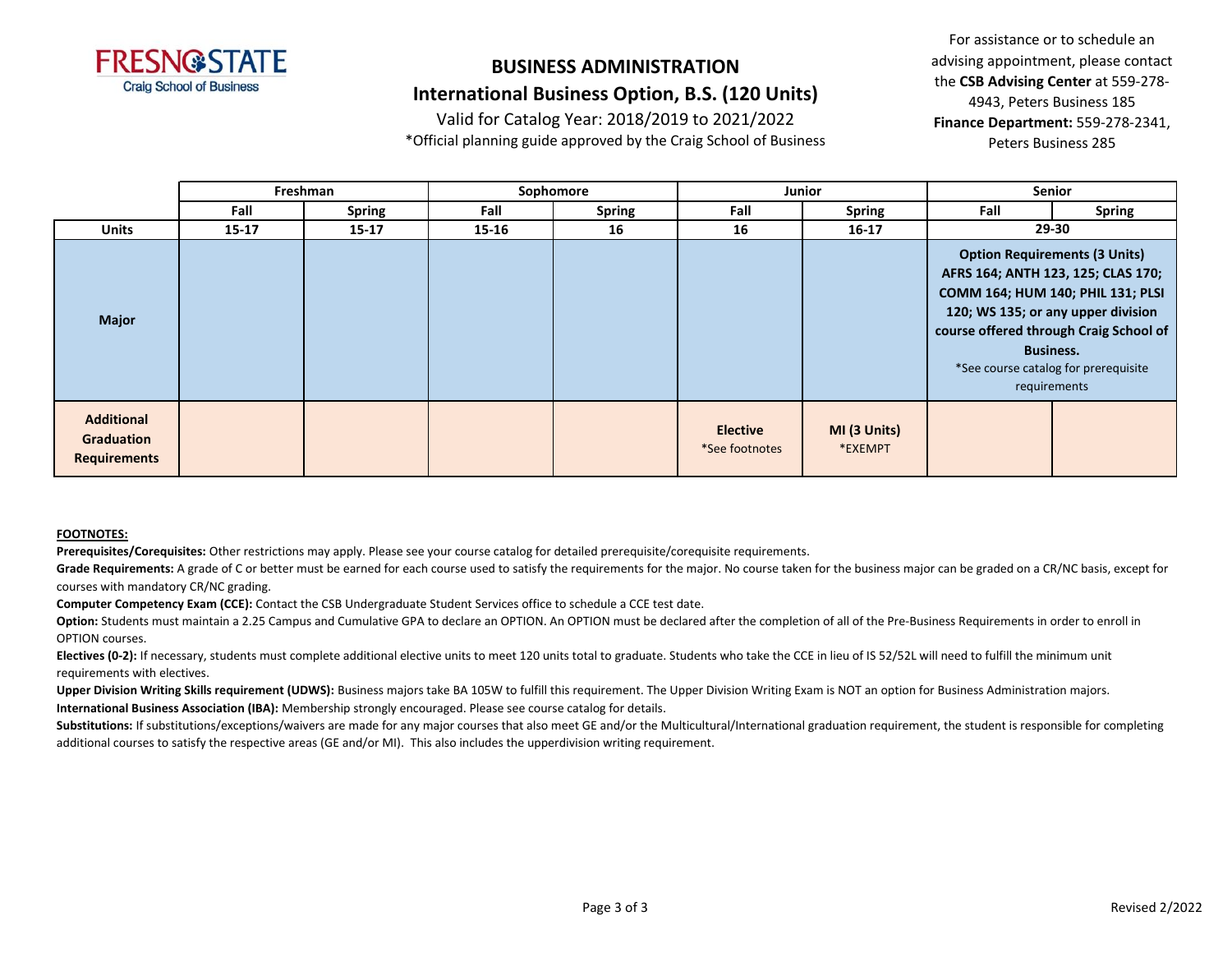# BUSINESS ADMINISTRATION

## International Business Option, B.S. (120 Units)

Valid for Catalog Year: 2018/2019 to 2021/2022

*Official planning guide approved by the Craig School of Business

For assistance or to schedule an advising appointment, please contact the **CSB Advising Center** at 559-278-4943, Peters Business 185
**Finance Department:** 559-278-2341, Peters Business 285

| | Freshman | | Sophomore | | Junior | | Senior | |
|---|---|---|---|---|---|---|---|---|
| | **Fall** | **Spring** | **Fall** | **Spring** | **Fall** | **Spring** | **Fall** | **Spring** |
| **Units** | **15-17** | **15-17** | **15-16** | **16** | **16** | **16-17** | **29-30** | |
| **Major** | | | | | | | **Option Requirements (3 Units)** **AFRS 164; ANTH 123, 125; CLAS 170; COMM 164; HUM 140; PHIL 131; PLSI 120; WS 135; or any upper division course offered through Craig School of Business.** *See course catalog for prerequisite requirements | |
| **Additional Graduation Requirements** | | | | | **Elective** *See footnotes | **MI (3 Units)** *EXEMPT | | |

**FOOTNOTES:**

**Prerequisites/Corequisites:** Other restrictions may apply. Please see your course catalog for detailed prerequisite/corequisite requirements.

**Grade Requirements:** A grade of C or better must be earned for each course used to satisfy the requirements for the major. No course taken for the business major can be graded on a CR/NC basis, except for courses with mandatory CR/NC grading.

**Computer Competency Exam (CCE):** Contact the CSB Undergraduate Student Services office to schedule a CCE test date.

**Option:** Students must maintain a 2.25 Campus and Cumulative GPA to declare an OPTION. An OPTION must be declared after the completion of all of the Pre-Business Requirements in order to enroll in OPTION courses.

**Electives (0-2):** If necessary, students must complete additional elective units to meet 120 units total to graduate. Students who take the CCE in lieu of IS 52/52L will need to fulfill the minimum unit requirements with electives.

**Upper Division Writing Skills requirement (UDWS):** Business majors take BA 105W to fulfill this requirement. The Upper Division Writing Exam is NOT an option for Business Administration majors.

**International Business Association (IBA):** Membership strongly encouraged. Please see course catalog for details.

**Substitutions:** If substitutions/exceptions/waivers are made for any major courses that also meet GE and/or the Multicultural/International graduation requirement, the student is responsible for completing additional courses to satisfy the respective areas (GE and/or MI). This also includes the upperdivision writing requirement.

Revised 2/2022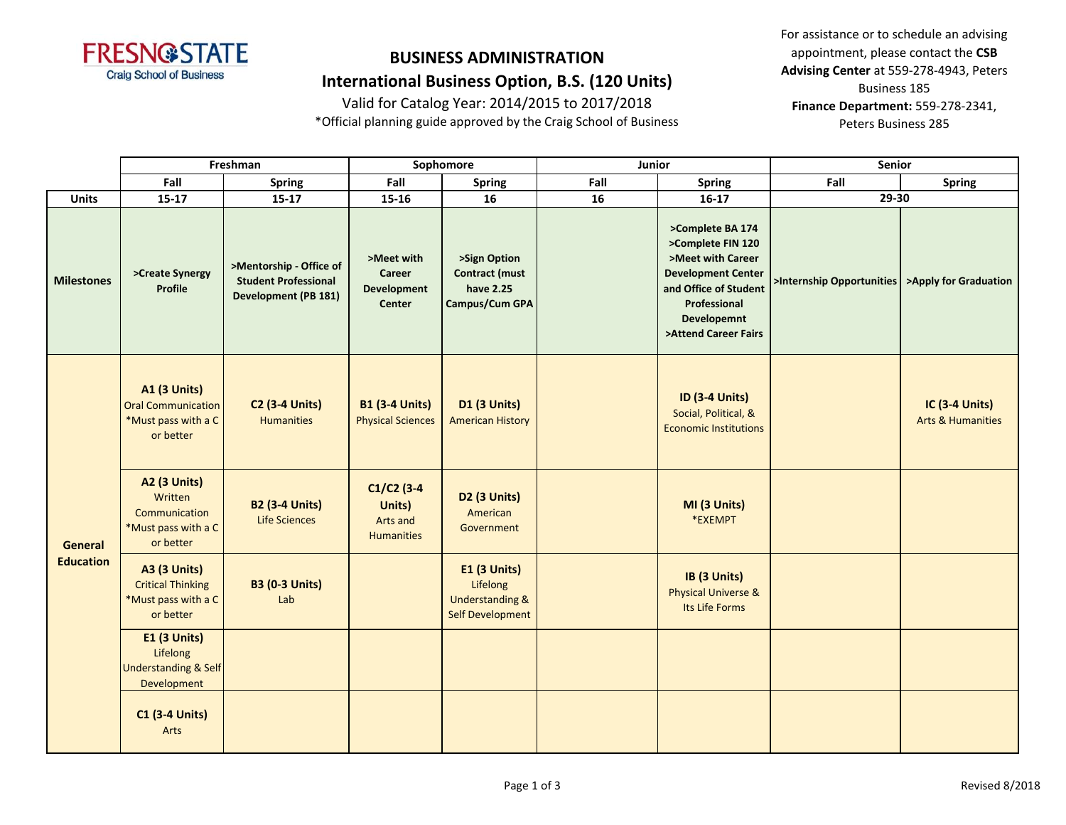FRESNO STATE
Craig School of Business

# BUSINESS ADMINISTRATION

## International Business Option, B.S. (120 Units)

Valid for Catalog Year: 2014/2015 to 2017/2018

*Official planning guide approved by the Craig School of Business

For assistance or to schedule an advising appointment, please contact the **CSB Advising Center** at 559-278-4943, Peters Business 185
**Finance Department:** 559-278-2341, Peters Business 285

| | Freshman | | Sophomore | | Junior | | Senior | |
|---|---|---|---|---|---|---|---|---|
| | **Fall** | **Spring** | **Fall** | **Spring** | **Fall** | **Spring** | **Fall** | **Spring** |
| **Units** | **15-17** | **15-17** | **15-16** | **16** | **16** | **16-17** | **29-30** | |
| **Milestones** | **>Create Synergy Profile** | **>Mentorship - Office of Student Professional Development (PB 181)** | **>Meet with Career Development Center** | **>Sign Option Contract (must have 2.25 Campus/Cum GPA** | | **>Complete BA 174<br>>Complete FIN 120<br>>Meet with Career Development Center and Office of Student Professional Developemnt<br>>Attend Career Fairs** | **>Internship Opportunities** | **>Apply for Graduation** |
| **General Education** | **A1 (3 Units)** Oral Communication *Must pass with a C or better | **C2 (3-4 Units)** Humanities | **B1 (3-4 Units)** Physical Sciences | **D1 (3 Units)** American History | | **ID (3-4 Units)** Social, Political, & Economic Institutions | | **IC (3-4 Units)** Arts & Humanities |
| | **A2 (3 Units)** Written Communication *Must pass with a C or better | **B2 (3-4 Units)** Life Sciences | **C1/C2 (3-4 Units)** Arts and Humanities | **D2 (3 Units)** American Government | | **MI (3 Units)** *EXEMPT | | |
| | **A3 (3 Units)** Critical Thinking *Must pass with a C or better | **B3 (0-3 Units)** Lab | | **E1 (3 Units)** Lifelong Understanding & Self Development | | **IB (3 Units)** Physical Universe & Its Life Forms | | |
| | **E1 (3 Units)** Lifelong Understanding & Self Development | | | | | | | |
| | **C1 (3-4 Units)** Arts | | | | | | | |

Revised 8/2018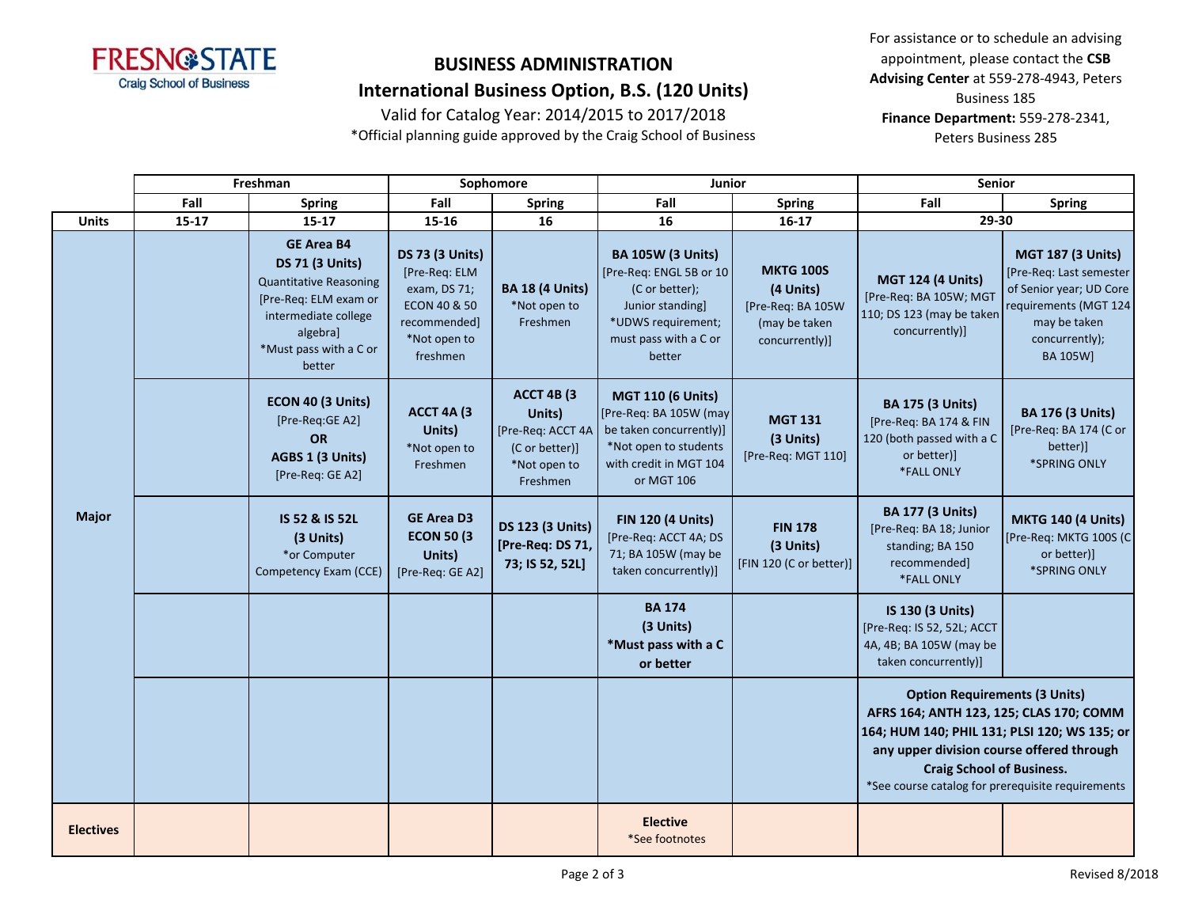# BUSINESS ADMINISTRATION

## International Business Option, B.S. (120 Units)

Valid for Catalog Year: 2014/2015 to 2017/2018

*Official planning guide approved by the Craig School of Business

For assistance or to schedule an advising appointment, please contact the **CSB Advising Center** at 559-278-4943, Peters Business 185
**Finance Department:** 559-278-2341, Peters Business 285

| | Freshman | | Sophomore | | Junior | | Senior | |
|---|---|---|---|---|---|---|---|---|
| | Fall | Spring | Fall | Spring | Fall | Spring | Fall | Spring |
| **Units** | 15-17 | 15-17 | 15-16 | 16 | 16 | 16-17 | 29-30 | |
| **Major** | | **GE Area B4 DS 71 (3 Units)** Quantitative Reasoning [Pre-Req: ELM exam or intermediate college algebra] *Must pass with a C or better | **DS 73 (3 Units)** [Pre-Req: ELM exam, DS 71; ECON 40 & 50 recommended] *Not open to freshmen | **BA 18 (4 Units)** *Not open to Freshmen | **BA 105W (3 Units)** [Pre-Req: ENGL 5B or 10 (C or better); Junior standing] *UDWS requirement; must pass with a C or better | **MKTG 100S (4 Units)** [Pre-Req: BA 105W (may be taken concurrently)] | **MGT 124 (4 Units)** [Pre-Req: BA 105W; MGT 110; DS 123 (may be taken concurrently)] | **MGT 187 (3 Units)** [Pre-Req: Last semester of Senior year; UD Core requirements (MGT 124 may be taken concurrently); BA 105W] |
| | | **ECON 40 (3 Units)** [Pre-Req:GE A2] **OR** **AGBS 1 (3 Units)** [Pre-Req: GE A2] | **ACCT 4A (3 Units)** *Not open to Freshmen | **ACCT 4B (3 Units)** [Pre-Req: ACCT 4A (C or better)] *Not open to Freshmen | **MGT 110 (6 Units)** [Pre-Req: BA 105W (may be taken concurrently)] *Not open to students with credit in MGT 104 or MGT 106 | **MGT 131 (3 Units)** [Pre-Req: MGT 110] | **BA 175 (3 Units)** [Pre-Req: BA 174 & FIN 120 (both passed with a C or better)] *FALL ONLY | **BA 176 (3 Units)** [Pre-Req: BA 174 (C or better)] *SPRING ONLY |
| | | **IS 52 & IS 52L (3 Units)** *or Computer Competency Exam (CCE) | **GE Area D3 ECON 50 (3 Units)** [Pre-Req: GE A2] | **DS 123 (3 Units) [Pre-Req: DS 71, 73; IS 52, 52L]** | **FIN 120 (4 Units)** [Pre-Req: ACCT 4A; DS 71; BA 105W (may be taken concurrently)] | **FIN 178 (3 Units)** [FIN 120 (C or better)] | **BA 177 (3 Units)** [Pre-Req: BA 18; Junior standing; BA 150 recommended] *FALL ONLY | **MKTG 140 (4 Units)** [Pre-Req: MKTG 100S (C or better)] *SPRING ONLY |
| | | | | | **BA 174 (3 Units) *Must pass with a C or better** | | **IS 130 (3 Units)** [Pre-Req: IS 52, 52L; ACCT 4A, 4B; BA 105W (may be taken concurrently)] | |
| | | | | | | | **Option Requirements (3 Units) AFRS 164; ANTH 123, 125; CLAS 170; COMM 164; HUM 140; PHIL 131; PLSI 120; WS 135; or any upper division course offered through Craig School of Business.** *See course catalog for prerequisite requirements | |
| **Electives** | | | | | **Elective** *See footnotes | | | |

Revised 8/2018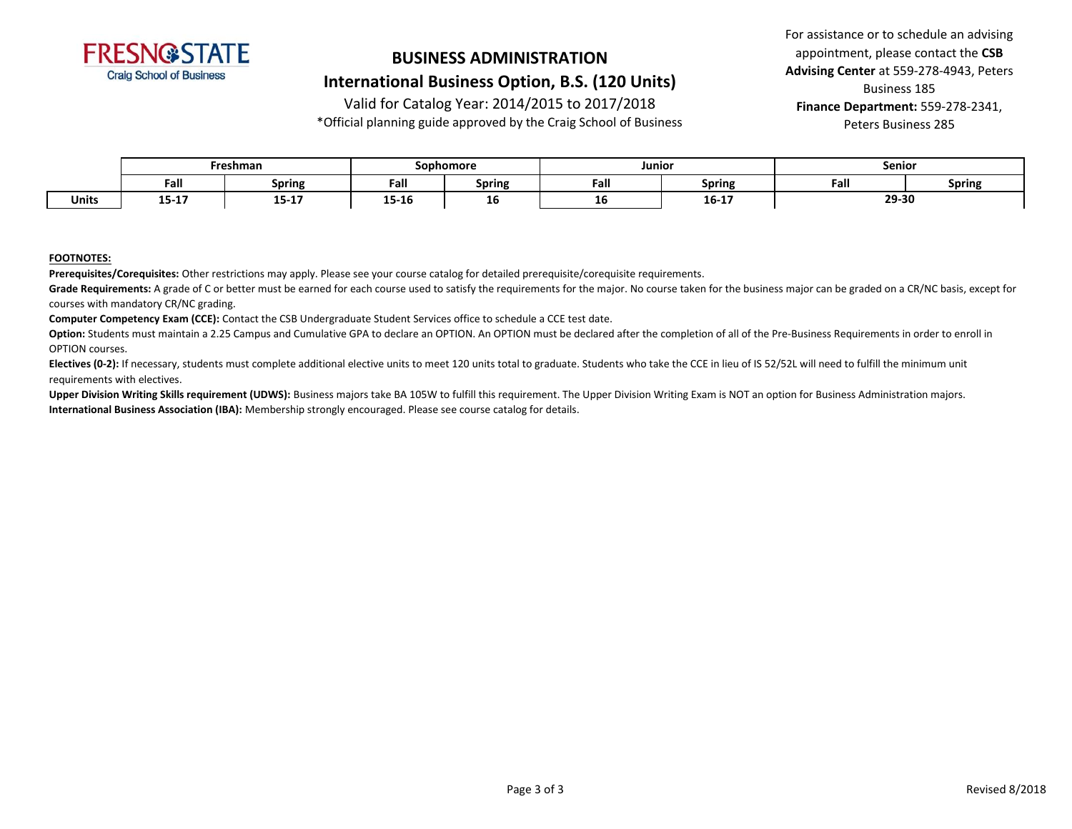FRESNO STATE
Craig School of Business

# BUSINESS ADMINISTRATION

## International Business Option, B.S. (120 Units)

Valid for Catalog Year: 2014/2015 to 2017/2018

*Official planning guide approved by the Craig School of Business

For assistance or to schedule an advising appointment, please contact the **CSB Advising Center** at 559-278-4943, Peters Business 185
**Finance Department:** 559-278-2341, Peters Business 285

| | Freshman | | Sophomore | | Junior | | Senior | |
|---|---|---|---|---|---|---|---|---|
| | Fall | Spring | Fall | Spring | Fall | Spring | Fall | Spring |
| Units | 15-17 | 15-17 | 15-16 | 16 | 16 | 16-17 | 29-30 | |

**FOOTNOTES:**

**Prerequisites/Corequisites:** Other restrictions may apply. Please see your course catalog for detailed prerequisite/corequisite requirements.

**Grade Requirements:** A grade of C or better must be earned for each course used to satisfy the requirements for the major. No course taken for the business major can be graded on a CR/NC basis, except for courses with mandatory CR/NC grading.

**Computer Competency Exam (CCE):** Contact the CSB Undergraduate Student Services office to schedule a CCE test date.

**Option:** Students must maintain a 2.25 Campus and Cumulative GPA to declare an OPTION. An OPTION must be declared after the completion of all of the Pre-Business Requirements in order to enroll in OPTION courses.

**Electives (0-2):** If necessary, students must complete additional elective units to meet 120 units total to graduate. Students who take the CCE in lieu of IS 52/52L will need to fulfill the minimum unit requirements with electives.

**Upper Division Writing Skills requirement (UDWS):** Business majors take BA 105W to fulfill this requirement. The Upper Division Writing Exam is NOT an option for Business Administration majors.

**International Business Association (IBA):** Membership strongly encouraged. Please see course catalog for details.

Revised 8/2018